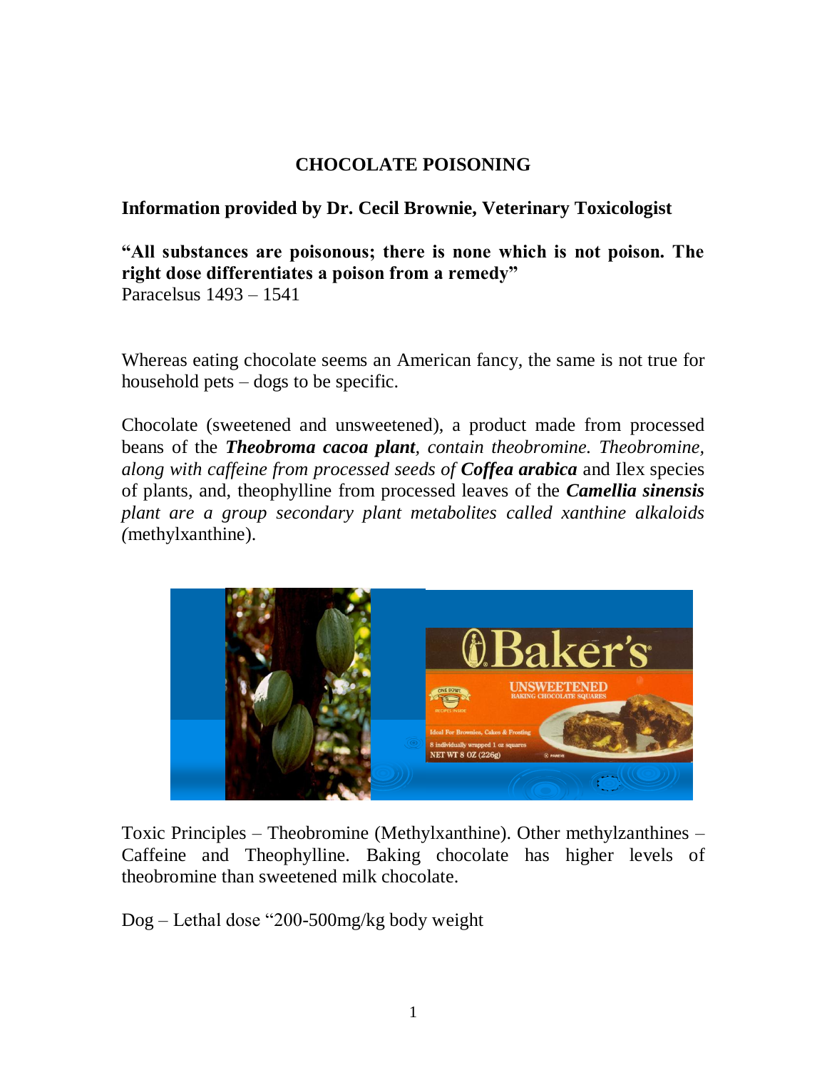# CHOCOLATE POISONING

**Information provided by Dr. Cecil Brownie, Veterinary Toxicologist**

**"All substances are poisonous; there is none which is not poison. The right dose differentiates a poison from a remedy"**
Paracelsus 1493 – 1541

Whereas eating chocolate seems an American fancy, the same is not true for household pets – dogs to be specific.

Chocolate (sweetened and unsweetened), a product made from processed beans of the ***Theobroma cacoa plant****, contain theobromine. Theobromine, along with caffeine from processed seeds of* ***Coffea arabica*** and Ilex species of plants, and, theophylline from processed leaves of the ***Camellia sinensis*** *plant are a group secondary plant metabolites called xanthine alkaloids (*methylxanthine).

Toxic Principles – Theobromine (Methylxanthine). Other methylzanthines – Caffeine and Theophylline. Baking chocolate has higher levels of theobromine than sweetened milk chocolate.

Dog – Lethal dose "200-500mg/kg body weight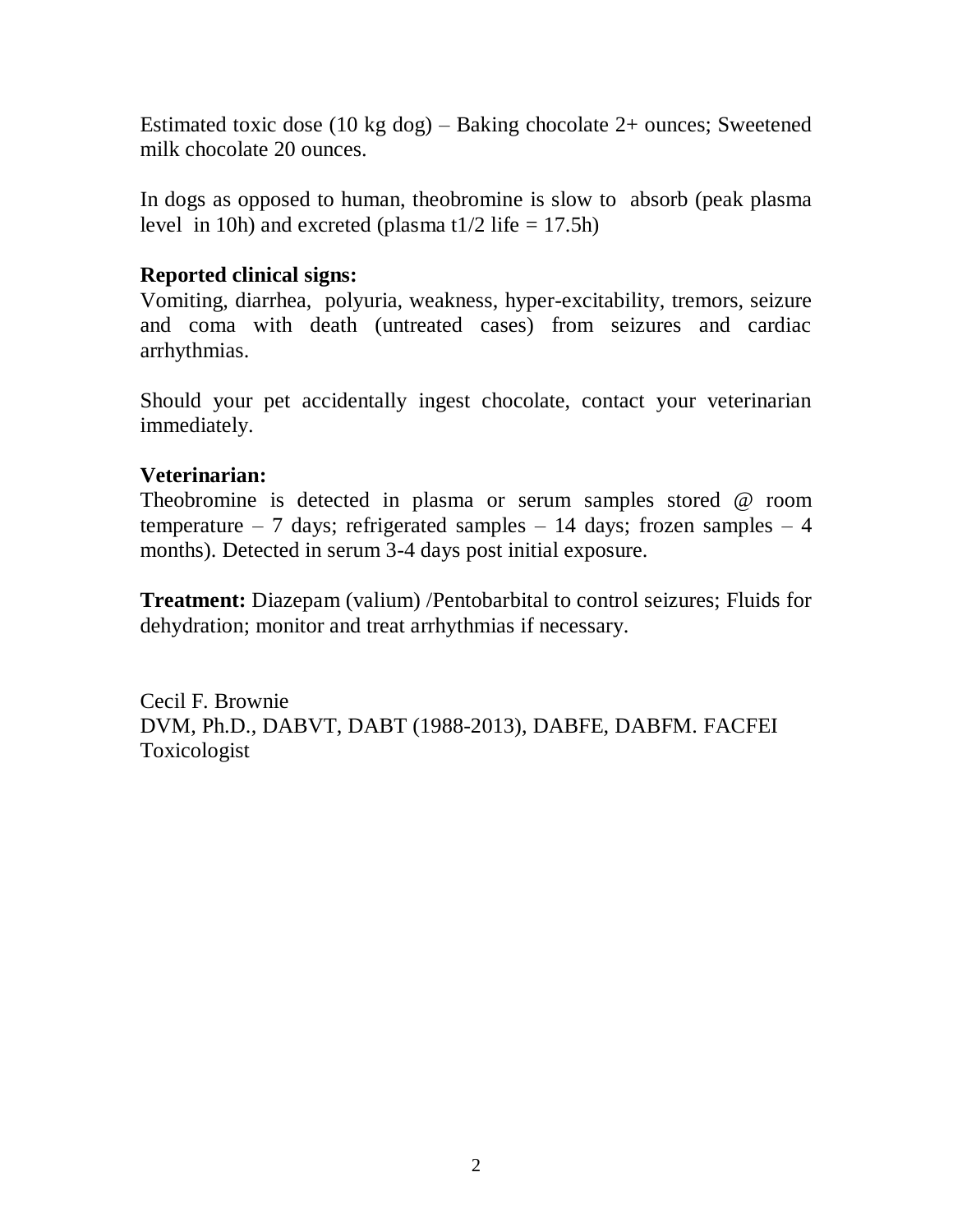Estimated toxic dose (10 kg dog) – Baking chocolate 2+ ounces; Sweetened milk chocolate 20 ounces.

In dogs as opposed to human, theobromine is slow to absorb (peak plasma level in 10h) and excreted (plasma t1/2 life = 17.5h)

**Reported clinical signs:**
Vomiting, diarrhea, polyuria, weakness, hyper-excitability, tremors, seizure and coma with death (untreated cases) from seizures and cardiac arrhythmias.

Should your pet accidentally ingest chocolate, contact your veterinarian immediately.

**Veterinarian:**
Theobromine is detected in plasma or serum samples stored @ room temperature – 7 days; refrigerated samples – 14 days; frozen samples – 4 months). Detected in serum 3-4 days post initial exposure.

**Treatment:** Diazepam (valium) /Pentobarbital to control seizures; Fluids for dehydration; monitor and treat arrhythmias if necessary.

Cecil F. Brownie
DVM, Ph.D., DABVT, DABT (1988-2013), DABFE, DABFM. FACFEI
Toxicologist